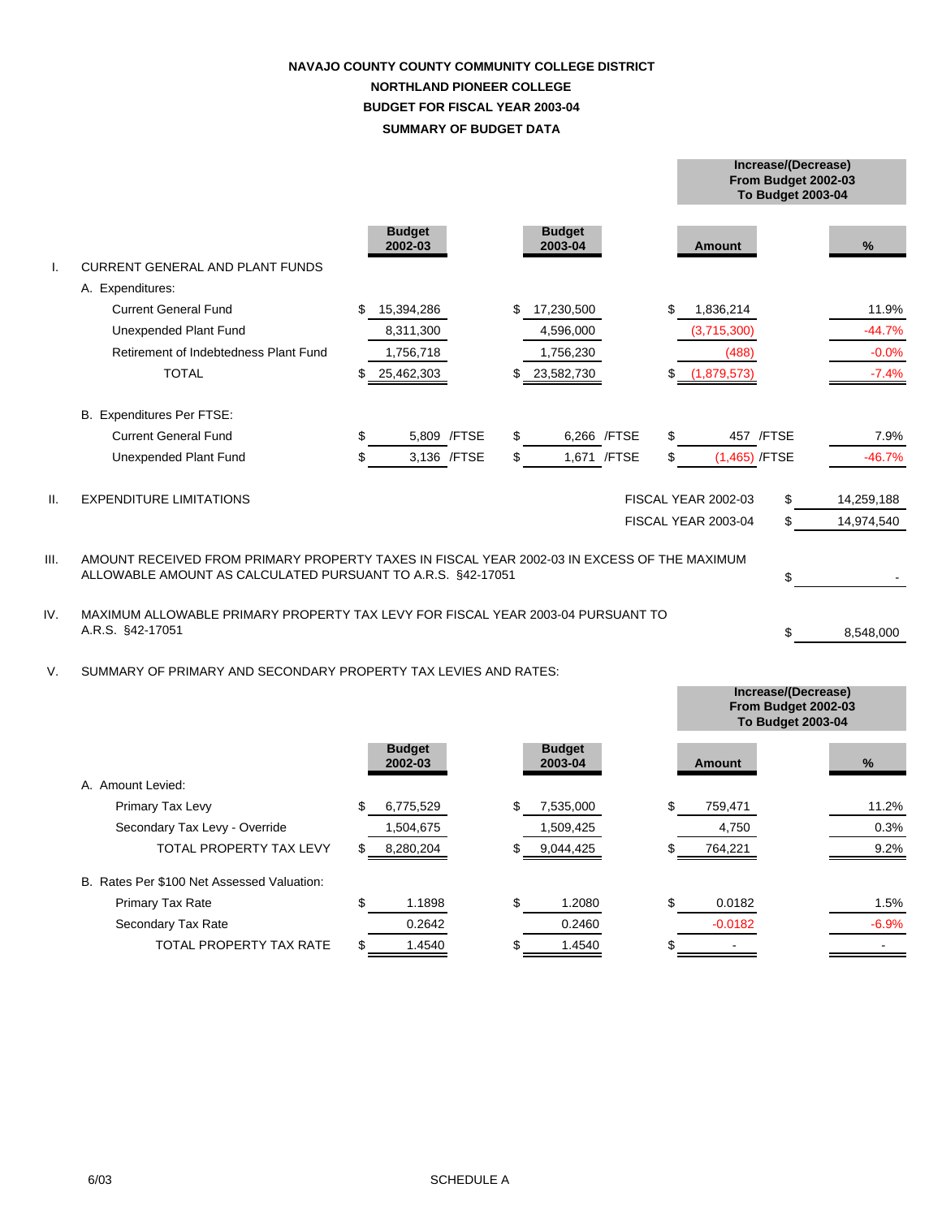# NAVAJO COUNTY COUNTY COMMUNITY COLLEGE DISTRICT
## NORTHLAND PIONEER COLLEGE
## BUDGET FOR FISCAL YEAR 2003-04
## SUMMARY OF BUDGET DATA

| | | Budget 2002-03 | Budget 2003-04 | Increase/(Decrease) From Budget 2002-03 To Budget 2003-04 Amount | % |
|---|---|---|---|---|---|
| I. | CURRENT GENERAL AND PLANT FUNDS | | | | |
| | A. Expenditures: | | | | |
| | Current General Fund | $ 15,394,286 | $ 17,230,500 | $ 1,836,214 | 11.9% |
| | Unexpended Plant Fund | 8,311,300 | 4,596,000 | (3,715,300) | -44.7% |
| | Retirement of Indebtedness Plant Fund | 1,756,718 | 1,756,230 | (488) | -0.0% |
| | TOTAL | $ 25,462,303 | $ 23,582,730 | $ (1,879,573) | -7.4% |
| | B. Expenditures Per FTSE: | | | | |
| | Current General Fund | $ 5,809 /FTSE | $ 6,266 /FTSE | $ 457 /FTSE | 7.9% |
| | Unexpended Plant Fund | $ 3,136 /FTSE | $ 1,671 /FTSE | $ (1,465) /FTSE | -46.7% |

II. EXPENDITURE LIMITATIONS

| | |
|---|---|
| FISCAL YEAR 2002-03 | $ 14,259,188 |
| FISCAL YEAR 2003-04 | $ 14,974,540 |

III. AMOUNT RECEIVED FROM PRIMARY PROPERTY TAXES IN FISCAL YEAR 2002-03 IN EXCESS OF THE MAXIMUM ALLOWABLE AMOUNT AS CALCULATED PURSUANT TO A.R.S. §42-17051 — $ -

IV. MAXIMUM ALLOWABLE PRIMARY PROPERTY TAX LEVY FOR FISCAL YEAR 2003-04 PURSUANT TO A.R.S. §42-17051 — $ 8,548,000

V. SUMMARY OF PRIMARY AND SECONDARY PROPERTY TAX LEVIES AND RATES:

| | Budget 2002-03 | Budget 2003-04 | Increase/(Decrease) From Budget 2002-03 To Budget 2003-04 Amount | % |
|---|---|---|---|---|
| A. Amount Levied: | | | | |
| Primary Tax Levy | $ 6,775,529 | $ 7,535,000 | $ 759,471 | 11.2% |
| Secondary Tax Levy - Override | 1,504,675 | 1,509,425 | 4,750 | 0.3% |
| TOTAL PROPERTY TAX LEVY | $ 8,280,204 | $ 9,044,425 | $ 764,221 | 9.2% |
| B. Rates Per $100 Net Assessed Valuation: | | | | |
| Primary Tax Rate | $ 1.1898 | $ 1.2080 | $ 0.0182 | 1.5% |
| Secondary Tax Rate | 0.2642 | 0.2460 | -0.0182 | -6.9% |
| TOTAL PROPERTY TAX RATE | $ 1.4540 | $ 1.4540 | $ - | - |

6/03

SCHEDULE A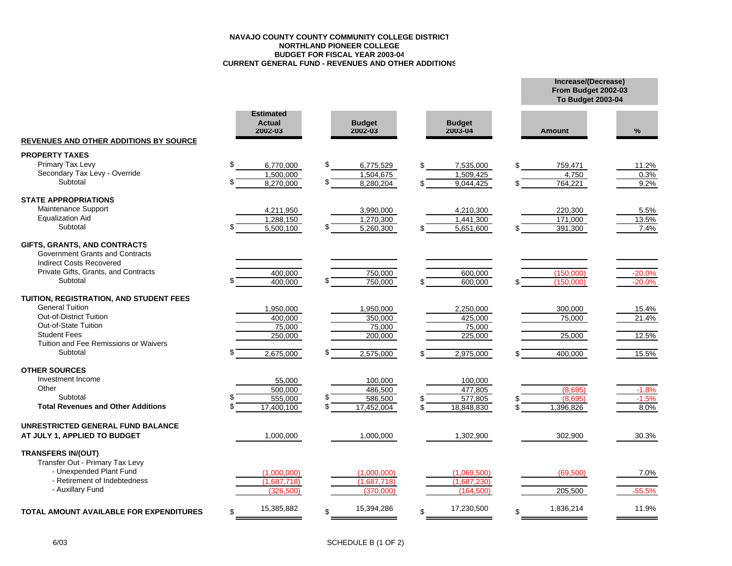**NAVAJO COUNTY COUNTY COMMUNITY COLLEGE DISTRICT**
**NORTHLAND PIONEER COLLEGE**
**BUDGET FOR FISCAL YEAR 2003-04**
**CURRENT GENERAL FUND - REVENUES AND OTHER ADDITIONS**

| REVENUES AND OTHER ADDITIONS BY SOURCE | Estimated Actual 2002-03 | Budget 2002-03 | Budget 2003-04 | Increase/(Decrease) From Budget 2002-03 To Budget 2003-04 Amount | % |
|---|---|---|---|---|---|
| **PROPERTY TAXES** | | | | | |
| Primary Tax Levy | $ 6,770,000 | $ 6,775,529 | $ 7,535,000 | $ 759,471 | 11.2% |
| Secondary Tax Levy - Override | 1,500,000 | 1,504,675 | 1,509,425 | 4,750 | 0.3% |
| Subtotal | $ 8,270,000 | $ 8,280,204 | $ 9,044,425 | $ 764,221 | 9.2% |
| **STATE APPROPRIATIONS** | | | | | |
| Maintenance Support | 4,211,950 | 3,990,000 | 4,210,300 | 220,300 | 5.5% |
| Equalization Aid | 1,288,150 | 1,270,300 | 1,441,300 | 171,000 | 13.5% |
| Subtotal | $ 5,500,100 | $ 5,260,300 | $ 5,651,600 | $ 391,300 | 7.4% |
| **GIFTS, GRANTS, AND CONTRACTS** | | | | | |
| Government Grants and Contracts | | | | | |
| Indirect Costs Recovered | | | | | |
| Private Gifts, Grants, and Contracts | 400,000 | 750,000 | 600,000 | (150,000) | -20.0% |
| Subtotal | $ 400,000 | $ 750,000 | $ 600,000 | $ (150,000) | -20.0% |
| **TUITION, REGISTRATION, AND STUDENT FEES** | | | | | |
| General Tuition | 1,950,000 | 1,950,000 | 2,250,000 | 300,000 | 15.4% |
| Out-of-District Tuition | 400,000 | 350,000 | 425,000 | 75,000 | 21.4% |
| Out-of-State Tuition | 75,000 | 75,000 | 75,000 | | |
| Student Fees | 250,000 | 200,000 | 225,000 | 25,000 | 12.5% |
| Tuition and Fee Remissions or Waivers | | | | | |
| Subtotal | $ 2,675,000 | $ 2,575,000 | $ 2,975,000 | $ 400,000 | 15.5% |
| **OTHER SOURCES** | | | | | |
| Investment Income | 55,000 | 100,000 | 100,000 | | |
| Other | 500,000 | 486,500 | 477,805 | (8,695) | -1.8% |
| Subtotal | $ 555,000 | $ 586,500 | $ 577,805 | $ (8,695) | -1.5% |
| **Total Revenues and Other Additions** | $ 17,400,100 | $ 17,452,004 | $ 18,848,830 | $ 1,396,826 | 8.0% |
| **UNRESTRICTED GENERAL FUND BALANCE AT JULY 1, APPLIED TO BUDGET** | 1,000,000 | 1,000,000 | 1,302,900 | 302,900 | 30.3% |
| **TRANSFERS IN/(OUT)** | | | | | |
| Transfer Out - Primary Tax Levy | | | | | |
| - Unexpended Plant Fund | (1,000,000) | (1,000,000) | (1,069,500) | (69,500) | 7.0% |
| - Retirement of Indebtedness | (1,687,718) | (1,687,718) | (1,687,230) | | |
| - Auxillary Fund | (326,500) | (370,000) | (164,500) | 205,500 | -55.5% |
| **TOTAL AMOUNT AVAILABLE FOR EXPENDITURES** | $ 15,385,882 | $ 15,394,286 | $ 17,230,500 | $ 1,836,214 | 11.9% |

6/03

SCHEDULE B (1 OF 2)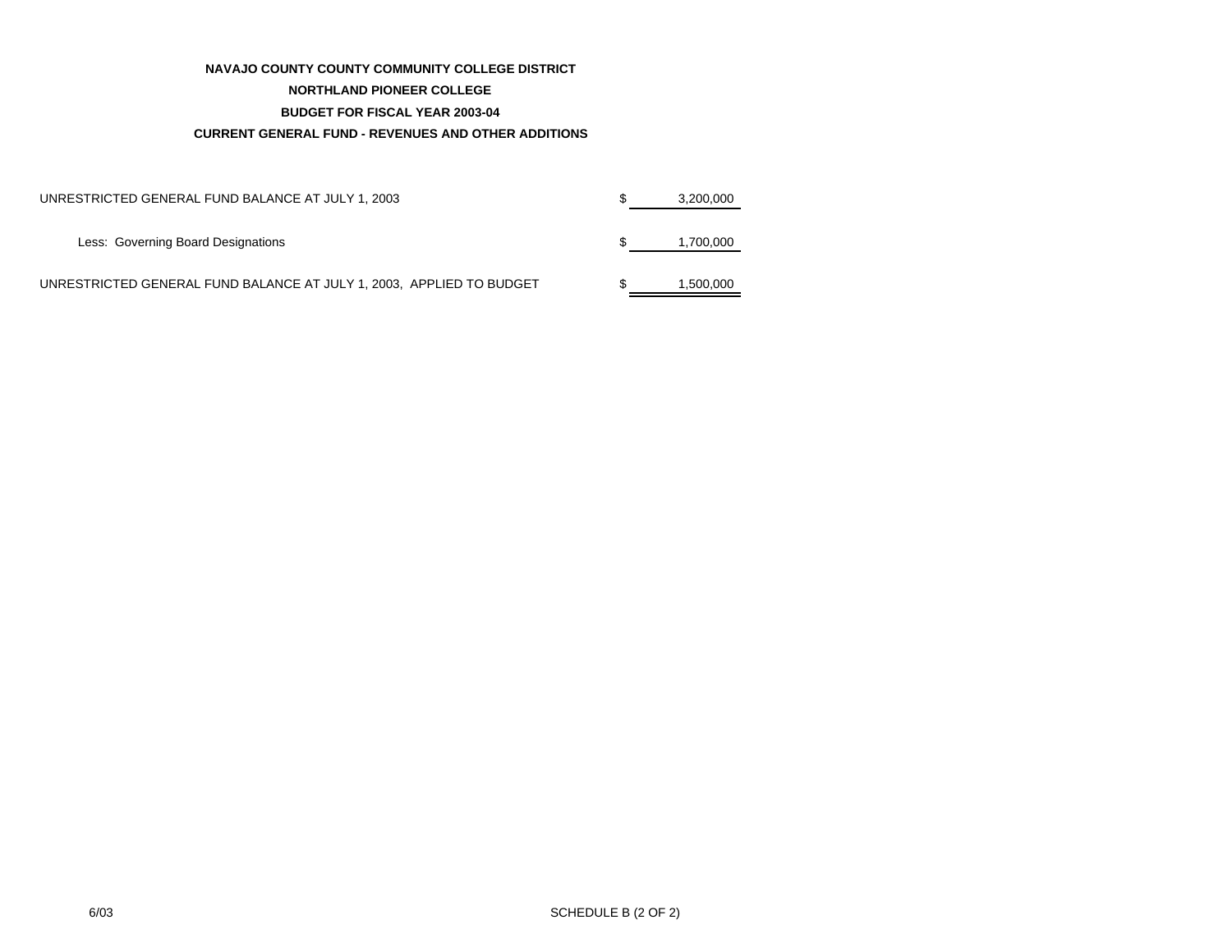**NAVAJO COUNTY COUNTY COMMUNITY COLLEGE DISTRICT**

**NORTHLAND PIONEER COLLEGE**

**BUDGET FOR FISCAL YEAR 2003-04**

**CURRENT GENERAL FUND - REVENUES AND OTHER ADDITIONS**

| | | |
|---|---|---|
| UNRESTRICTED GENERAL FUND BALANCE AT JULY 1, 2003 | $ | 3,200,000 |
| Less: Governing Board Designations | $ | 1,700,000 |
| UNRESTRICTED GENERAL FUND BALANCE AT JULY 1, 2003, APPLIED TO BUDGET | $ | 1,500,000 |

6/03

SCHEDULE B (2 OF 2)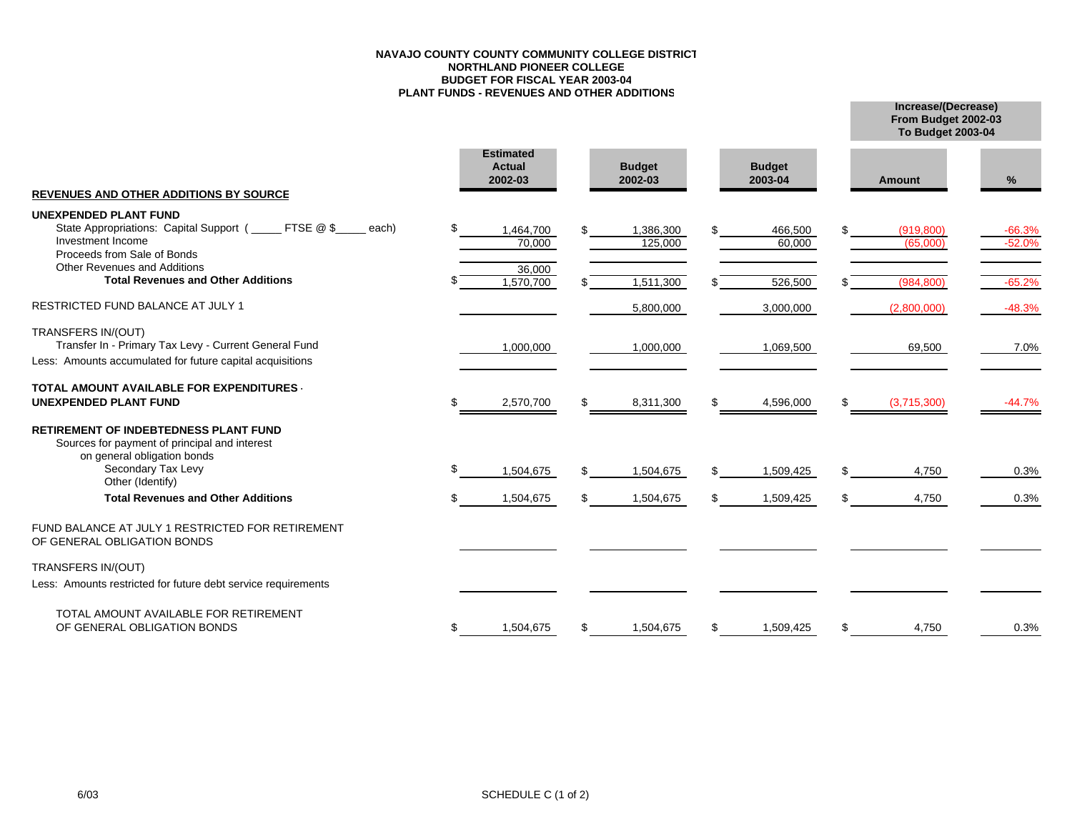**NAVAJO COUNTY COUNTY COMMUNITY COLLEGE DISTRICT**
**NORTHLAND PIONEER COLLEGE**
**BUDGET FOR FISCAL YEAR 2003-04**
**PLANT FUNDS - REVENUES AND OTHER ADDITIONS**

| | Estimated Actual 2002-03 | Budget 2002-03 | Budget 2003-04 | Increase/(Decrease) From Budget 2002-03 To Budget 2003-04 Amount | % |
|---|---|---|---|---|---|
| **REVENUES AND OTHER ADDITIONS BY SOURCE** | | | | | |
| **UNEXPENDED PLANT FUND** | | | | | |
| State Appropriations: Capital Support ( _____ FTSE @ $_____ each) | $ 1,464,700 | $ 1,386,300 | $ 466,500 | $ (919,800) | -66.3% |
| Investment Income | 70,000 | 125,000 | 60,000 | (65,000) | -52.0% |
| Proceeds from Sale of Bonds | | | | | |
| Other Revenues and Additions | 36,000 | | | | |
| **Total Revenues and Other Additions** | $ 1,570,700 | $ 1,511,300 | $ 526,500 | $ (984,800) | -65.2% |
| RESTRICTED FUND BALANCE AT JULY 1 | | 5,800,000 | 3,000,000 | (2,800,000) | -48.3% |
| TRANSFERS IN/(OUT) | | | | | |
| Transfer In - Primary Tax Levy - Current General Fund | 1,000,000 | 1,000,000 | 1,069,500 | 69,500 | 7.0% |
| Less: Amounts accumulated for future capital acquisitions | | | | | |
| **TOTAL AMOUNT AVAILABLE FOR EXPENDITURES - UNEXPENDED PLANT FUND** | $ 2,570,700 | $ 8,311,300 | $ 4,596,000 | $ (3,715,300) | -44.7% |
| **RETIREMENT OF INDEBTEDNESS PLANT FUND** | | | | | |
| Sources for payment of principal and interest on general obligation bonds | | | | | |
| Secondary Tax Levy | $ 1,504,675 | $ 1,504,675 | $ 1,509,425 | $ 4,750 | 0.3% |
| Other (Identify) | | | | | |
| **Total Revenues and Other Additions** | $ 1,504,675 | $ 1,504,675 | $ 1,509,425 | $ 4,750 | 0.3% |
| FUND BALANCE AT JULY 1 RESTRICTED FOR RETIREMENT OF GENERAL OBLIGATION BONDS | | | | | |
| TRANSFERS IN/(OUT) | | | | | |
| Less: Amounts restricted for future debt service requirements | | | | | |
| TOTAL AMOUNT AVAILABLE FOR RETIREMENT OF GENERAL OBLIGATION BONDS | $ 1,504,675 | $ 1,504,675 | $ 1,509,425 | $ 4,750 | 0.3% |

6/03

SCHEDULE C (1 of 2)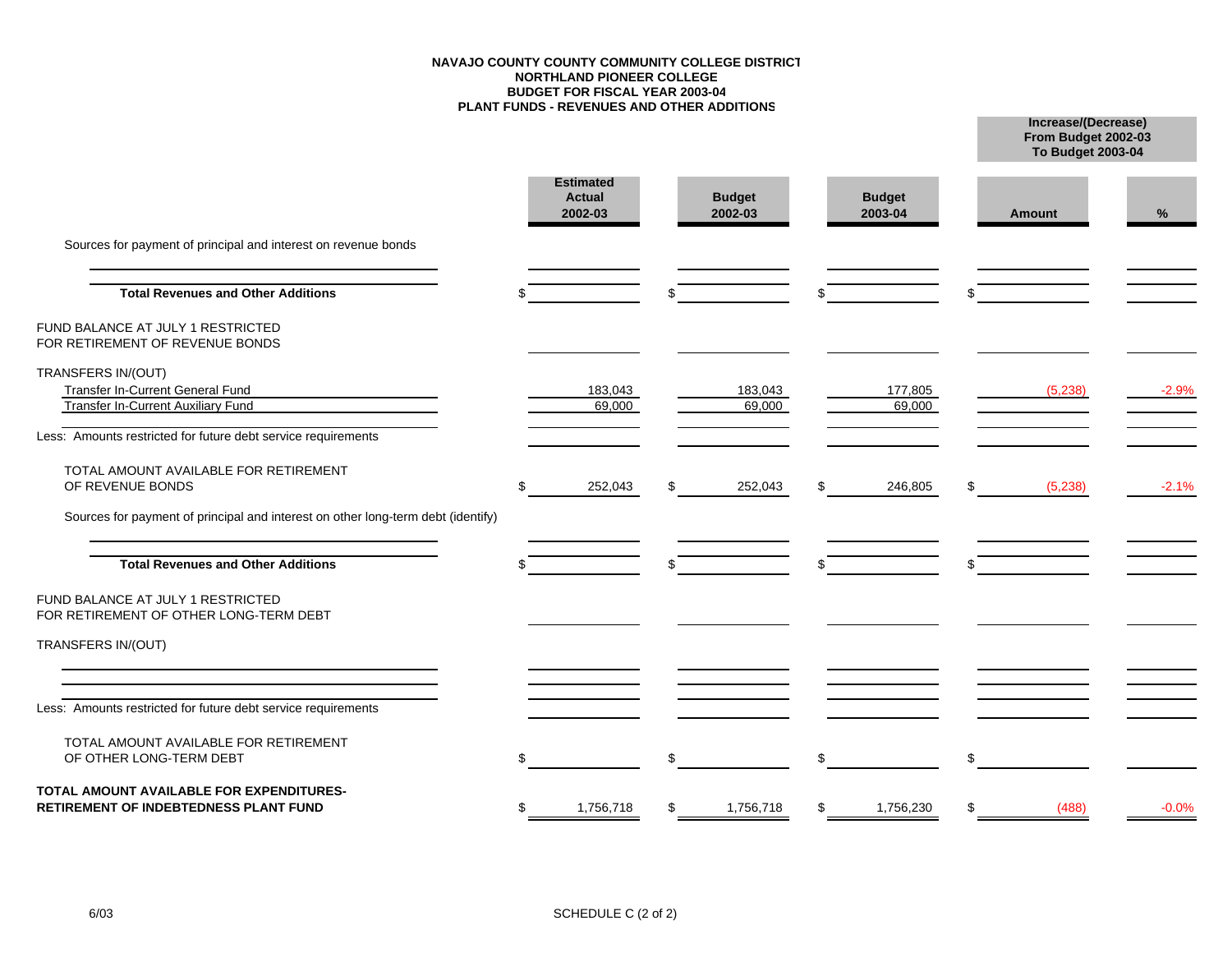**NAVAJO COUNTY COUNTY COMMUNITY COLLEGE DISTRICT**
**NORTHLAND PIONEER COLLEGE**
**BUDGET FOR FISCAL YEAR 2003-04**
**PLANT FUNDS - REVENUES AND OTHER ADDITIONS**

| | Estimated Actual 2002-03 | Budget 2002-03 | Budget 2003-04 | Increase/(Decrease) From Budget 2002-03 To Budget 2003-04 Amount | % |
|---|---|---|---|---|---|
| Sources for payment of principal and interest on revenue bonds | | | | | |
| | | | | | |
| **Total Revenues and Other Additions** | $ | $ | $ | $ | |
| FUND BALANCE AT JULY 1 RESTRICTED FOR RETIREMENT OF REVENUE BONDS | | | | | |
| TRANSFERS IN/(OUT) | | | | | |
| Transfer In-Current General Fund | 183,043 | 183,043 | 177,805 | (5,238) | -2.9% |
| Transfer In-Current Auxiliary Fund | 69,000 | 69,000 | 69,000 | | |
| | | | | | |
| Less: Amounts restricted for future debt service requirements | | | | | |
| TOTAL AMOUNT AVAILABLE FOR RETIREMENT OF REVENUE BONDS | $ 252,043 | $ 252,043 | $ 246,805 | $ (5,238) | -2.1% |
| Sources for payment of principal and interest on other long-term debt (identify) | | | | | |
| | | | | | |
| **Total Revenues and Other Additions** | $ | $ | $ | $ | |
| FUND BALANCE AT JULY 1 RESTRICTED FOR RETIREMENT OF OTHER LONG-TERM DEBT | | | | | |
| TRANSFERS IN/(OUT) | | | | | |
| | | | | | |
| | | | | | |
| | | | | | |
| Less: Amounts restricted for future debt service requirements | | | | | |
| TOTAL AMOUNT AVAILABLE FOR RETIREMENT OF OTHER LONG-TERM DEBT | $ | $ | $ | $ | |
| **TOTAL AMOUNT AVAILABLE FOR EXPENDITURES-RETIREMENT OF INDEBTEDNESS PLANT FUND** | $ 1,756,718 | $ 1,756,718 | $ 1,756,230 | $ (488) | -0.0% |

6/03

SCHEDULE C (2 of 2)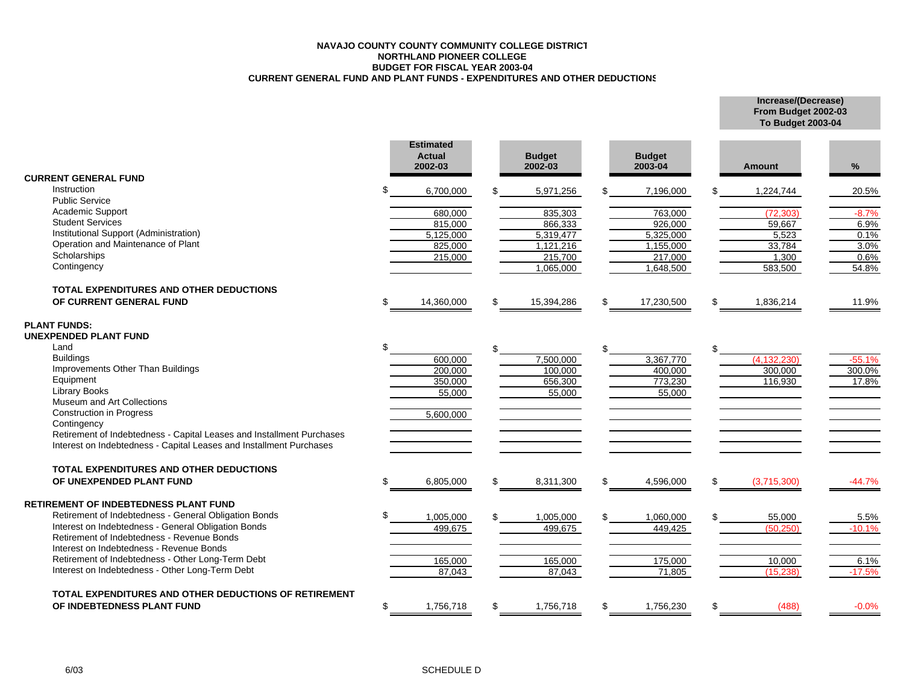**NAVAJO COUNTY COUNTY COMMUNITY COLLEGE DISTRICT**
**NORTHLAND PIONEER COLLEGE**
**BUDGET FOR FISCAL YEAR 2003-04**
**CURRENT GENERAL FUND AND PLANT FUNDS - EXPENDITURES AND OTHER DEDUCTIONS**

| | Estimated Actual 2002-03 | Budget 2002-03 | Budget 2003-04 | Increase/(Decrease) From Budget 2002-03 To Budget 2003-04 Amount | % |
|---|---|---|---|---|---|
| **CURRENT GENERAL FUND** | | | | | |
| Instruction | $ 6,700,000 | $ 5,971,256 | $ 7,196,000 | $ 1,224,744 | 20.5% |
| Public Service | | | | | |
| Academic Support | 680,000 | 835,303 | 763,000 | (72,303) | -8.7% |
| Student Services | 815,000 | 866,333 | 926,000 | 59,667 | 6.9% |
| Institutional Support (Administration) | 5,125,000 | 5,319,477 | 5,325,000 | 5,523 | 0.1% |
| Operation and Maintenance of Plant | 825,000 | 1,121,216 | 1,155,000 | 33,784 | 3.0% |
| Scholarships | 215,000 | 215,700 | 217,000 | 1,300 | 0.6% |
| Contingency | | 1,065,000 | 1,648,500 | 583,500 | 54.8% |
| **TOTAL EXPENDITURES AND OTHER DEDUCTIONS OF CURRENT GENERAL FUND** | $ 14,360,000 | $ 15,394,286 | $ 17,230,500 | $ 1,836,214 | 11.9% |
| **PLANT FUNDS:** | | | | | |
| **UNEXPENDED PLANT FUND** | | | | | |
| Land | $ | $ | $ | $ | |
| Buildings | 600,000 | 7,500,000 | 3,367,770 | (4,132,230) | -55.1% |
| Improvements Other Than Buildings | 200,000 | 100,000 | 400,000 | 300,000 | 300.0% |
| Equipment | 350,000 | 656,300 | 773,230 | 116,930 | 17.8% |
| Library Books | 55,000 | 55,000 | 55,000 | | |
| Museum and Art Collections | | | | | |
| Construction in Progress | 5,600,000 | | | | |
| Contingency | | | | | |
| Retirement of Indebtedness - Capital Leases and Installment Purchases | | | | | |
| Interest on Indebtedness - Capital Leases and Installment Purchases | | | | | |
| **TOTAL EXPENDITURES AND OTHER DEDUCTIONS OF UNEXPENDED PLANT FUND** | $ 6,805,000 | $ 8,311,300 | $ 4,596,000 | $ (3,715,300) | -44.7% |
| **RETIREMENT OF INDEBTEDNESS PLANT FUND** | | | | | |
| Retirement of Indebtedness - General Obligation Bonds | $ 1,005,000 | $ 1,005,000 | $ 1,060,000 | $ 55,000 | 5.5% |
| Interest on Indebtedness - General Obligation Bonds | 499,675 | 499,675 | 449,425 | (50,250) | -10.1% |
| Retirement of Indebtedness - Revenue Bonds | | | | | |
| Interest on Indebtedness - Revenue Bonds | | | | | |
| Retirement of Indebtedness - Other Long-Term Debt | 165,000 | 165,000 | 175,000 | 10,000 | 6.1% |
| Interest on Indebtedness - Other Long-Term Debt | 87,043 | 87,043 | 71,805 | (15,238) | -17.5% |
| **TOTAL EXPENDITURES AND OTHER DEDUCTIONS OF RETIREMENT OF INDEBTEDNESS PLANT FUND** | $ 1,756,718 | $ 1,756,718 | $ 1,756,230 | $ (488) | -0.0% |

6/03

SCHEDULE D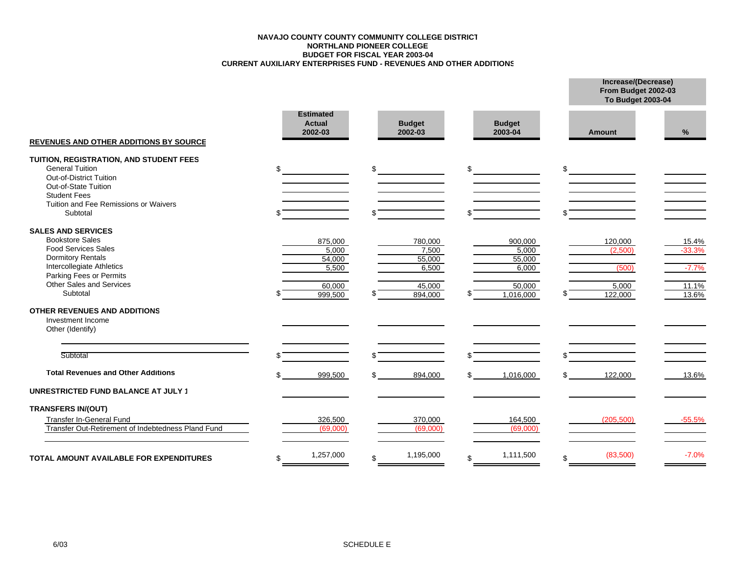**NAVAJO COUNTY COUNTY COMMUNITY COLLEGE DISTRICT**
**NORTHLAND PIONEER COLLEGE**
**BUDGET FOR FISCAL YEAR 2003-04**
**CURRENT AUXILIARY ENTERPRISES FUND - REVENUES AND OTHER ADDITIONS**

| REVENUES AND OTHER ADDITIONS BY SOURCE | Estimated Actual 2002-03 | Budget 2002-03 | Budget 2003-04 | Increase/(Decrease) From Budget 2002-03 To Budget 2003-04 Amount | % |
|---|---|---|---|---|---|
| **TUITION, REGISTRATION, AND STUDENT FEES** | | | | | |
| General Tuition | $ | $ | $ | $ | |
| Out-of-District Tuition | | | | | |
| Out-of-State Tuition | | | | | |
| Student Fees | | | | | |
| Tuition and Fee Remissions or Waivers | | | | | |
| Subtotal | $ | $ | $ | $ | |
| **SALES AND SERVICES** | | | | | |
| Bookstore Sales | 875,000 | 780,000 | 900,000 | 120,000 | 15.4% |
| Food Services Sales | 5,000 | 7,500 | 5,000 | (2,500) | -33.3% |
| Dormitory Rentals | 54,000 | 55,000 | 55,000 | | |
| Intercollegiate Athletics | 5,500 | 6,500 | 6,000 | (500) | -7.7% |
| Parking Fees or Permits | | | | | |
| Other Sales and Services | 60,000 | 45,000 | 50,000 | 5,000 | 11.1% |
| Subtotal | $ 999,500 | $ 894,000 | $ 1,016,000 | $ 122,000 | 13.6% |
| **OTHER REVENUES AND ADDITIONS** | | | | | |
| Investment Income | | | | | |
| Other (Identify) | | | | | |
| | | | | | |
| Subtotal | $ | $ | $ | $ | |
| **Total Revenues and Other Additions** | $ 999,500 | $ 894,000 | $ 1,016,000 | $ 122,000 | 13.6% |
| **UNRESTRICTED FUND BALANCE AT JULY 1** | | | | | |
| **TRANSFERS IN/(OUT)** | | | | | |
| Transfer In-General Fund | 326,500 | 370,000 | 164,500 | (205,500) | -55.5% |
| Transfer Out-Retirement of Indebtedness Pland Fund | (69,000) | (69,000) | (69,000) | | |
| | | | | | |
| **TOTAL AMOUNT AVAILABLE FOR EXPENDITURES** | $ 1,257,000 | $ 1,195,000 | $ 1,111,500 | $ (83,500) | -7.0% |

6/03

SCHEDULE E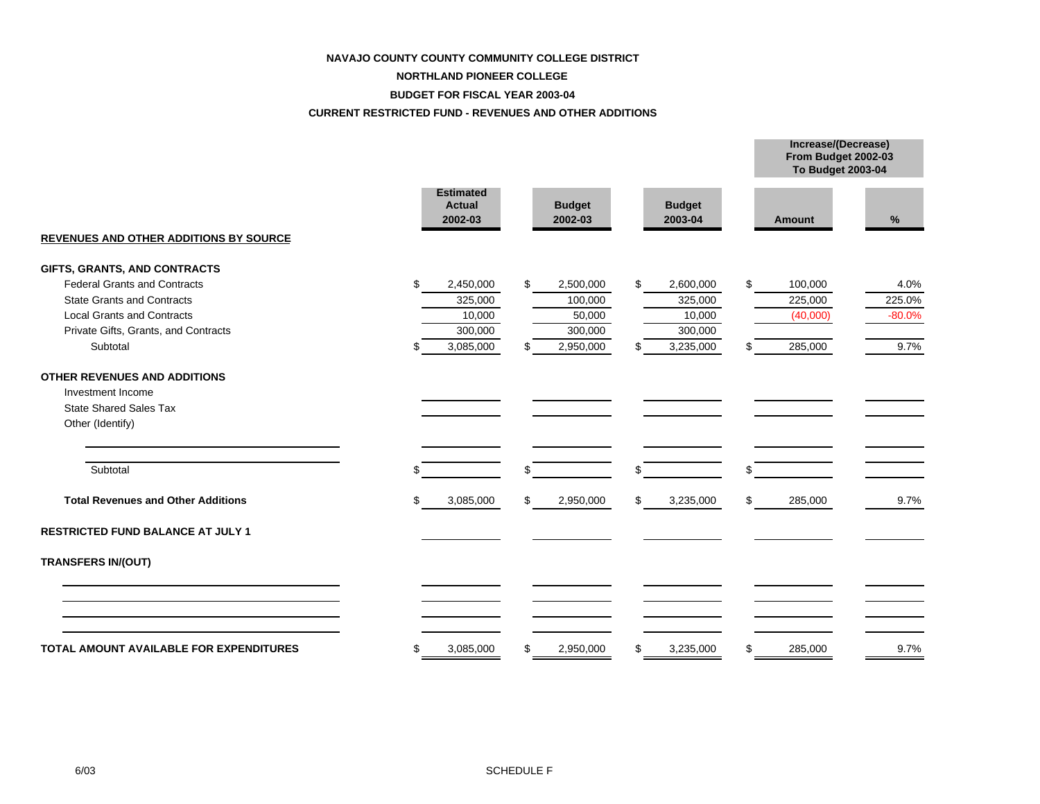**NAVAJO COUNTY COUNTY COMMUNITY COLLEGE DISTRICT**

**NORTHLAND PIONEER COLLEGE**

**BUDGET FOR FISCAL YEAR 2003-04**

**CURRENT RESTRICTED FUND - REVENUES AND OTHER ADDITIONS**

| | Estimated Actual 2002-03 | Budget 2002-03 | Budget 2003-04 | Increase/(Decrease) From Budget 2002-03 To Budget 2003-04 | |
|---|---|---|---|---|---|
| | | | | Amount | % |
| **REVENUES AND OTHER ADDITIONS BY SOURCE** | | | | | |
| **GIFTS, GRANTS, AND CONTRACTS** | | | | | |
| Federal Grants and Contracts | $ 2,450,000 | $ 2,500,000 | $ 2,600,000 | $ 100,000 | 4.0% |
| State Grants and Contracts | 325,000 | 100,000 | 325,000 | 225,000 | 225.0% |
| Local Grants and Contracts | 10,000 | 50,000 | 10,000 | (40,000) | -80.0% |
| Private Gifts, Grants, and Contracts | 300,000 | 300,000 | 300,000 | | |
| Subtotal | $ 3,085,000 | $ 2,950,000 | $ 3,235,000 | $ 285,000 | 9.7% |
| **OTHER REVENUES AND ADDITIONS** | | | | | |
| Investment Income | | | | | |
| State Shared Sales Tax | | | | | |
| Other (Identify) | | | | | |
| | | | | | |
| Subtotal | $ | $ | $ | $ | |
| **Total Revenues and Other Additions** | $ 3,085,000 | $ 2,950,000 | $ 3,235,000 | $ 285,000 | 9.7% |
| **RESTRICTED FUND BALANCE AT JULY 1** | | | | | |
| **TRANSFERS IN/(OUT)** | | | | | |
| | | | | | |
| **TOTAL AMOUNT AVAILABLE FOR EXPENDITURES** | $ 3,085,000 | $ 2,950,000 | $ 3,235,000 | $ 285,000 | 9.7% |

6/03

SCHEDULE F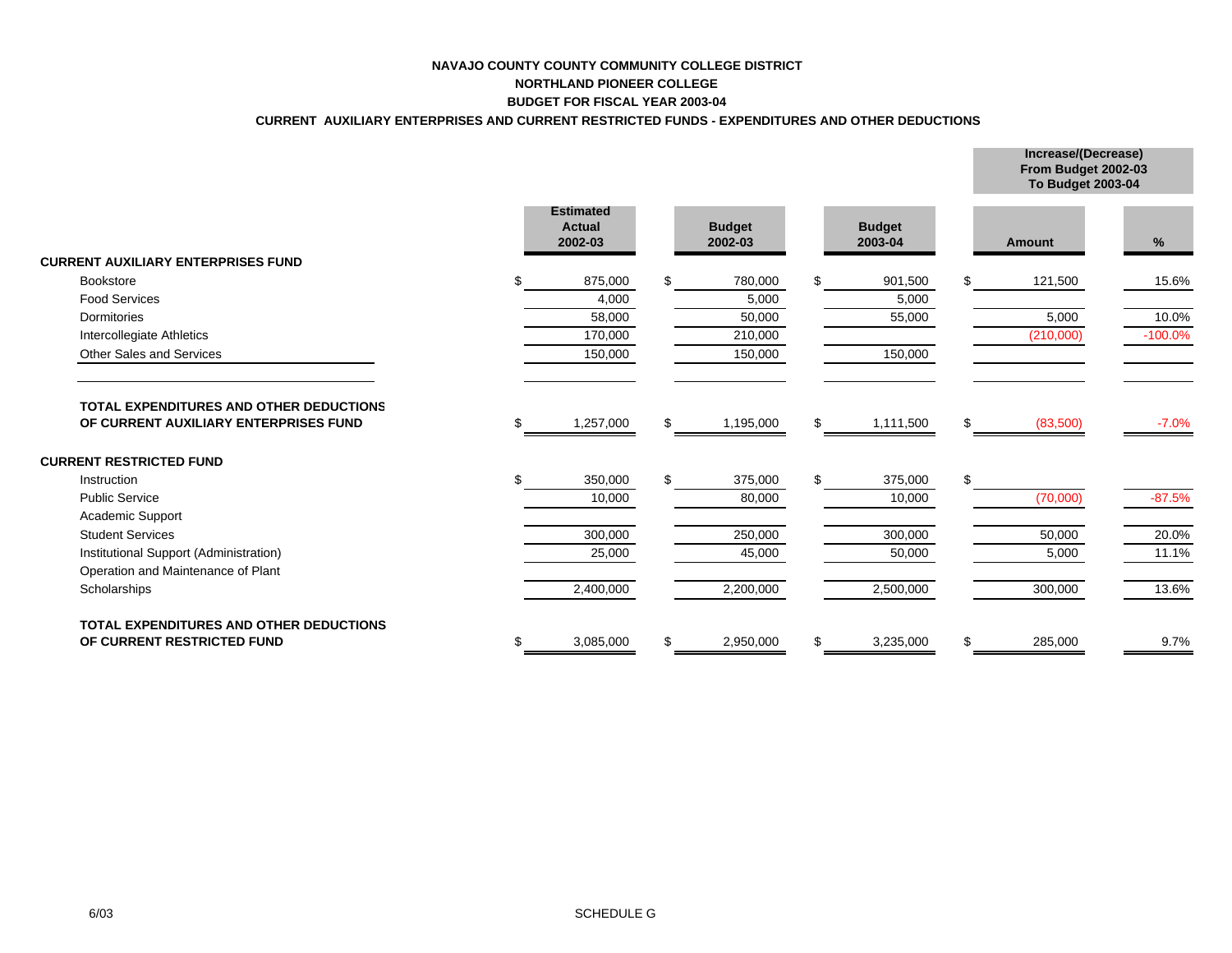**NAVAJO COUNTY COUNTY COMMUNITY COLLEGE DISTRICT**

**NORTHLAND PIONEER COLLEGE**

**BUDGET FOR FISCAL YEAR 2003-04**

**CURRENT AUXILIARY ENTERPRISES AND CURRENT RESTRICTED FUNDS - EXPENDITURES AND OTHER DEDUCTIONS**

| | | | | Increase/(Decrease) From Budget 2002-03 To Budget 2003-04 | |
|---|---|---|---|---|---|
| | **Estimated Actual 2002-03** | **Budget 2002-03** | **Budget 2003-04** | **Amount** | **%** |
| **CURRENT AUXILIARY ENTERPRISES FUND** | | | | | |
| Bookstore | $ 875,000 | $ 780,000 | $ 901,500 | $ 121,500 | 15.6% |
| Food Services | 4,000 | 5,000 | 5,000 | | |
| Dormitories | 58,000 | 50,000 | 55,000 | 5,000 | 10.0% |
| Intercollegiate Athletics | 170,000 | 210,000 | | (210,000) | -100.0% |
| Other Sales and Services | 150,000 | 150,000 | 150,000 | | |
| | | | | | |
| **TOTAL EXPENDITURES AND OTHER DEDUCTIONS OF CURRENT AUXILIARY ENTERPRISES FUND** | $ 1,257,000 | $ 1,195,000 | $ 1,111,500 | $ (83,500) | -7.0% |
| **CURRENT RESTRICTED FUND** | | | | | |
| Instruction | $ 350,000 | $ 375,000 | $ 375,000 | $ | |
| Public Service | 10,000 | 80,000 | 10,000 | (70,000) | -87.5% |
| Academic Support | | | | | |
| Student Services | 300,000 | 250,000 | 300,000 | 50,000 | 20.0% |
| Institutional Support (Administration) | 25,000 | 45,000 | 50,000 | 5,000 | 11.1% |
| Operation and Maintenance of Plant | | | | | |
| Scholarships | 2,400,000 | 2,200,000 | 2,500,000 | 300,000 | 13.6% |
| **TOTAL EXPENDITURES AND OTHER DEDUCTIONS OF CURRENT RESTRICTED FUND** | $ 3,085,000 | $ 2,950,000 | $ 3,235,000 | $ 285,000 | 9.7% |

6/03

SCHEDULE G